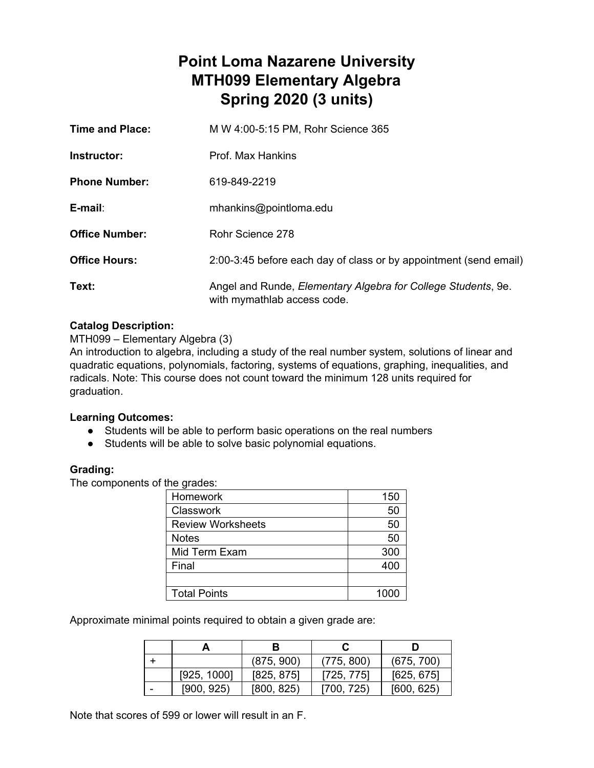# Point Loma Nazarene University
# MTH099 Elementary Algebra
# Spring 2020 (3 units)

**Time and Place:** M W 4:00-5:15 PM, Rohr Science 365

**Instructor:** Prof. Max Hankins

**Phone Number:** 619-849-2219

**E-mail**: mhankins@pointloma.edu

**Office Number:** Rohr Science 278

**Office Hours:** 2:00-3:45 before each day of class or by appointment (send email)

**Text:** Angel and Runde, *Elementary Algebra for College Students*, 9e. with mymathlab access code.

**Catalog Description:**

MTH099 – Elementary Algebra (3)

An introduction to algebra, including a study of the real number system, solutions of linear and quadratic equations, polynomials, factoring, systems of equations, graphing, inequalities, and radicals. Note: This course does not count toward the minimum 128 units required for graduation.

**Learning Outcomes:**

- Students will be able to perform basic operations on the real numbers
- Students will be able to solve basic polynomial equations.

**Grading:**

The components of the grades:

| Component | Points |
| --- | --- |
| Homework | 150 |
| Classwork | 50 |
| Review Worksheets | 50 |
| Notes | 50 |
| Mid Term Exam | 300 |
| Final | 400 |
| | |
| Total Points | 1000 |

Approximate minimal points required to obtain a given grade are:

| | A | B | C | D |
| --- | --- | --- | --- | --- |
| + | | (875, 900) | (775, 800) | (675, 700) |
| | [925, 1000] | [825, 875] | [725, 775] | [625, 675] |
| - | [900, 925) | [800, 825) | [700, 725) | [600, 625) |

Note that scores of 599 or lower will result in an F.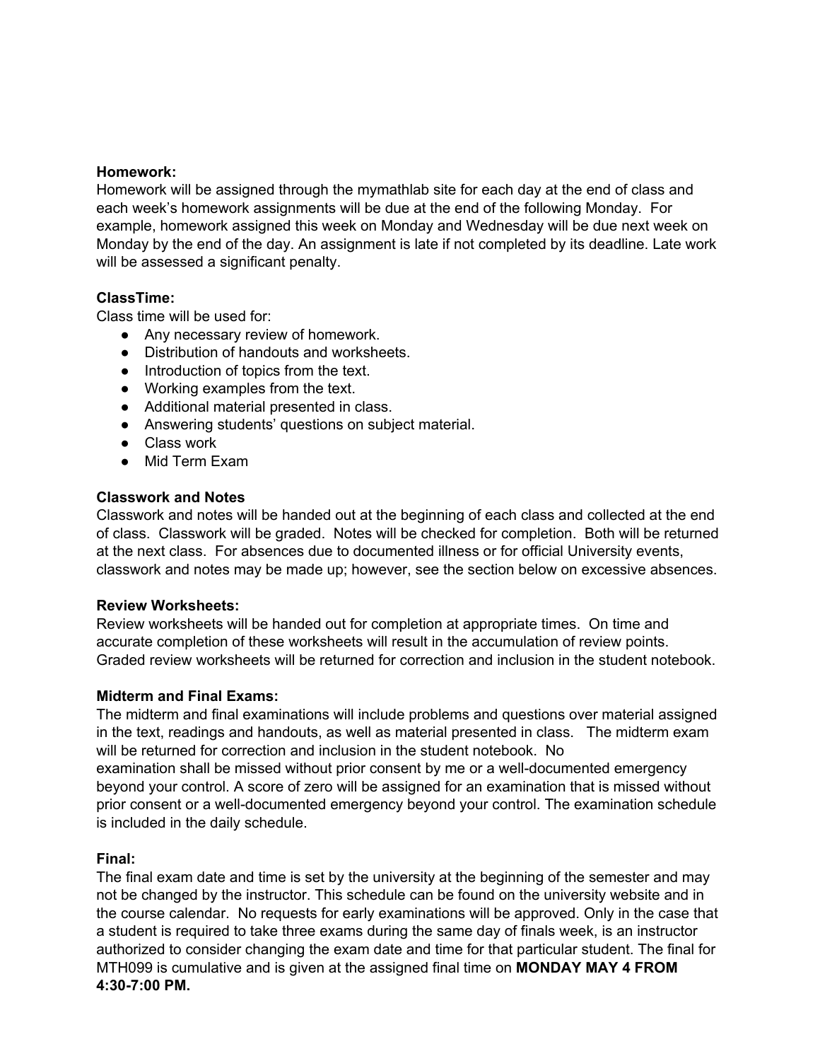**Homework:**
Homework will be assigned through the mymathlab site for each day at the end of class and each week's homework assignments will be due at the end of the following Monday. For example, homework assigned this week on Monday and Wednesday will be due next week on Monday by the end of the day. An assignment is late if not completed by its deadline. Late work will be assessed a significant penalty.

**ClassTime:**
Class time will be used for:

- Any necessary review of homework.
- Distribution of handouts and worksheets.
- Introduction of topics from the text.
- Working examples from the text.
- Additional material presented in class.
- Answering students' questions on subject material.
- Class work
- Mid Term Exam

**Classwork and Notes**
Classwork and notes will be handed out at the beginning of each class and collected at the end of class. Classwork will be graded. Notes will be checked for completion. Both will be returned at the next class. For absences due to documented illness or for official University events, classwork and notes may be made up; however, see the section below on excessive absences.

**Review Worksheets:**
Review worksheets will be handed out for completion at appropriate times. On time and accurate completion of these worksheets will result in the accumulation of review points. Graded review worksheets will be returned for correction and inclusion in the student notebook.

**Midterm and Final Exams:**
The midterm and final examinations will include problems and questions over material assigned in the text, readings and handouts, as well as material presented in class. The midterm exam will be returned for correction and inclusion in the student notebook. No examination shall be missed without prior consent by me or a well-documented emergency beyond your control. A score of zero will be assigned for an examination that is missed without prior consent or a well-documented emergency beyond your control. The examination schedule is included in the daily schedule.

**Final:**
The final exam date and time is set by the university at the beginning of the semester and may not be changed by the instructor. This schedule can be found on the university website and in the course calendar. No requests for early examinations will be approved. Only in the case that a student is required to take three exams during the same day of finals week, is an instructor authorized to consider changing the exam date and time for that particular student. The final for MTH099 is cumulative and is given at the assigned final time on **MONDAY MAY 4 FROM 4:30-7:00 PM.**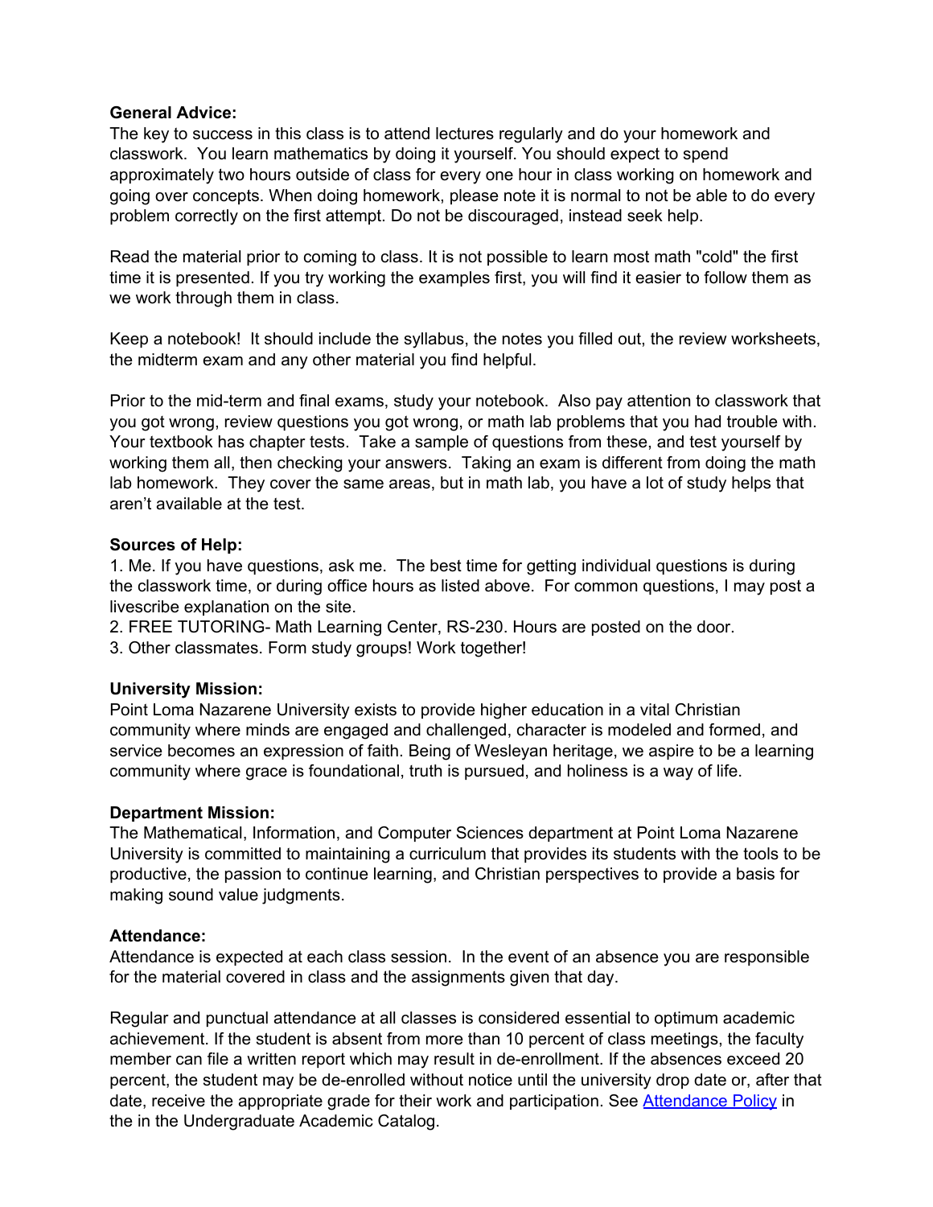**General Advice:**
The key to success in this class is to attend lectures regularly and do your homework and classwork. You learn mathematics by doing it yourself. You should expect to spend approximately two hours outside of class for every one hour in class working on homework and going over concepts. When doing homework, please note it is normal to not be able to do every problem correctly on the first attempt. Do not be discouraged, instead seek help.

Read the material prior to coming to class. It is not possible to learn most math "cold" the first time it is presented. If you try working the examples first, you will find it easier to follow them as we work through them in class.

Keep a notebook! It should include the syllabus, the notes you filled out, the review worksheets, the midterm exam and any other material you find helpful.

Prior to the mid-term and final exams, study your notebook. Also pay attention to classwork that you got wrong, review questions you got wrong, or math lab problems that you had trouble with. Your textbook has chapter tests. Take a sample of questions from these, and test yourself by working them all, then checking your answers. Taking an exam is different from doing the math lab homework. They cover the same areas, but in math lab, you have a lot of study helps that aren't available at the test.

**Sources of Help:**
1. Me. If you have questions, ask me. The best time for getting individual questions is during the classwork time, or during office hours as listed above. For common questions, I may post a livescribe explanation on the site.
2. FREE TUTORING- Math Learning Center, RS-230. Hours are posted on the door.
3. Other classmates. Form study groups! Work together!

**University Mission:**
Point Loma Nazarene University exists to provide higher education in a vital Christian community where minds are engaged and challenged, character is modeled and formed, and service becomes an expression of faith. Being of Wesleyan heritage, we aspire to be a learning community where grace is foundational, truth is pursued, and holiness is a way of life.

**Department Mission:**
The Mathematical, Information, and Computer Sciences department at Point Loma Nazarene University is committed to maintaining a curriculum that provides its students with the tools to be productive, the passion to continue learning, and Christian perspectives to provide a basis for making sound value judgments.

**Attendance:**
Attendance is expected at each class session. In the event of an absence you are responsible for the material covered in class and the assignments given that day.

Regular and punctual attendance at all classes is considered essential to optimum academic achievement. If the student is absent from more than 10 percent of class meetings, the faculty member can file a written report which may result in de-enrollment. If the absences exceed 20 percent, the student may be de-enrolled without notice until the university drop date or, after that date, receive the appropriate grade for their work and participation. See Attendance Policy in the in the Undergraduate Academic Catalog.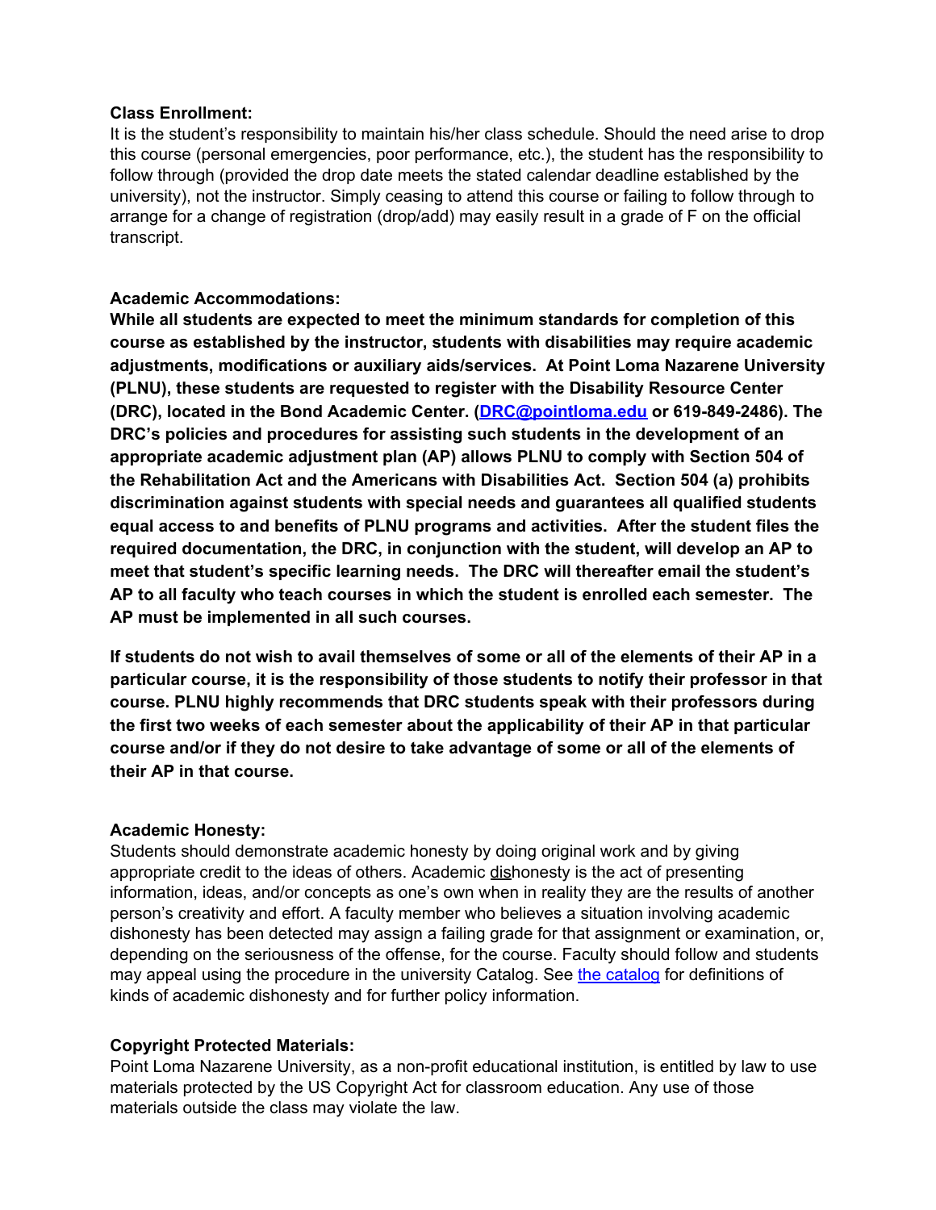**Class Enrollment:**
It is the student's responsibility to maintain his/her class schedule. Should the need arise to drop this course (personal emergencies, poor performance, etc.), the student has the responsibility to follow through (provided the drop date meets the stated calendar deadline established by the university), not the instructor. Simply ceasing to attend this course or failing to follow through to arrange for a change of registration (drop/add) may easily result in a grade of F on the official transcript.

**Academic Accommodations:**
**While all students are expected to meet the minimum standards for completion of this course as established by the instructor, students with disabilities may require academic adjustments, modifications or auxiliary aids/services. At Point Loma Nazarene University (PLNU), these students are requested to register with the Disability Resource Center (DRC), located in the Bond Academic Center. ([DRC@pointloma.edu](mailto:DRC@pointloma.edu) or 619-849-2486). The DRC's policies and procedures for assisting such students in the development of an appropriate academic adjustment plan (AP) allows PLNU to comply with Section 504 of the Rehabilitation Act and the Americans with Disabilities Act. Section 504 (a) prohibits discrimination against students with special needs and guarantees all qualified students equal access to and benefits of PLNU programs and activities. After the student files the required documentation, the DRC, in conjunction with the student, will develop an AP to meet that student's specific learning needs. The DRC will thereafter email the student's AP to all faculty who teach courses in which the student is enrolled each semester. The AP must be implemented in all such courses.**

**If students do not wish to avail themselves of some or all of the elements of their AP in a particular course, it is the responsibility of those students to notify their professor in that course. PLNU highly recommends that DRC students speak with their professors during the first two weeks of each semester about the applicability of their AP in that particular course and/or if they do not desire to take advantage of some or all of the elements of their AP in that course.**

**Academic Honesty:**
Students should demonstrate academic honesty by doing original work and by giving appropriate credit to the ideas of others. Academic dishonesty is the act of presenting information, ideas, and/or concepts as one's own when in reality they are the results of another person's creativity and effort. A faculty member who believes a situation involving academic dishonesty has been detected may assign a failing grade for that assignment or examination, or, depending on the seriousness of the offense, for the course. Faculty should follow and students may appeal using the procedure in the university Catalog. See the catalog for definitions of kinds of academic dishonesty and for further policy information.

**Copyright Protected Materials:**
Point Loma Nazarene University, as a non-profit educational institution, is entitled by law to use materials protected by the US Copyright Act for classroom education. Any use of those materials outside the class may violate the law.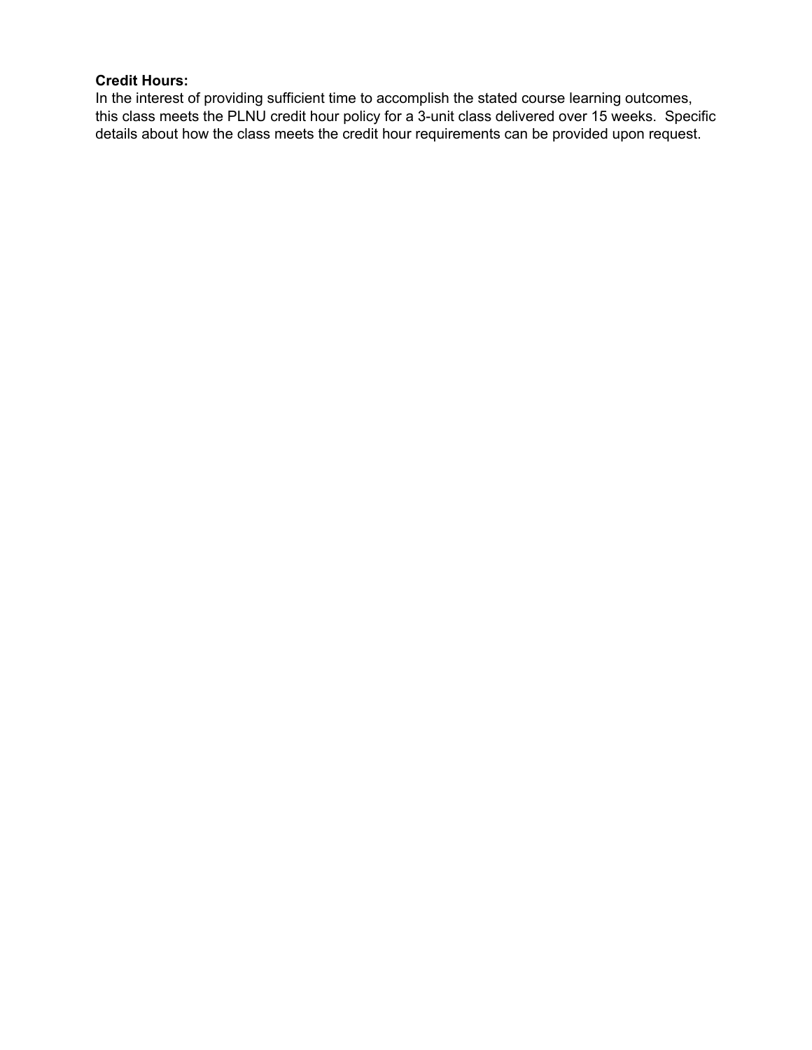**Credit Hours:**

In the interest of providing sufficient time to accomplish the stated course learning outcomes, this class meets the PLNU credit hour policy for a 3-unit class delivered over 15 weeks. Specific details about how the class meets the credit hour requirements can be provided upon request.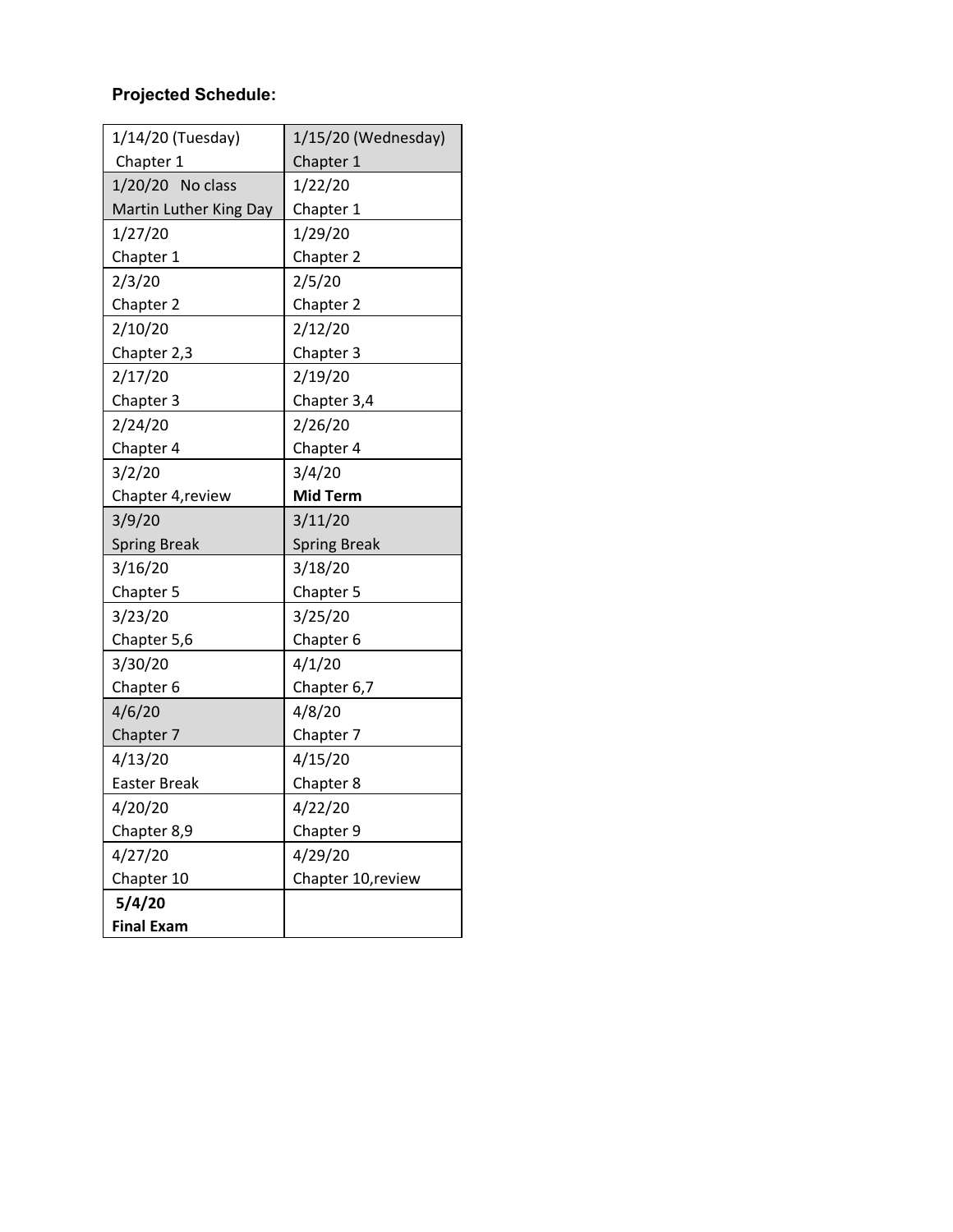**Projected Schedule:**

| | |
|---|---|
| 1/14/20 (Tuesday) Chapter 1 | 1/15/20 (Wednesday) Chapter 1 |
| 1/20/20 No class Martin Luther King Day | 1/22/20 Chapter 1 |
| 1/27/20 Chapter 1 | 1/29/20 Chapter 2 |
| 2/3/20 Chapter 2 | 2/5/20 Chapter 2 |
| 2/10/20 Chapter 2,3 | 2/12/20 Chapter 3 |
| 2/17/20 Chapter 3 | 2/19/20 Chapter 3,4 |
| 2/24/20 Chapter 4 | 2/26/20 Chapter 4 |
| 3/2/20 Chapter 4,review | 3/4/20 **Mid Term** |
| 3/9/20 Spring Break | 3/11/20 Spring Break |
| 3/16/20 Chapter 5 | 3/18/20 Chapter 5 |
| 3/23/20 Chapter 5,6 | 3/25/20 Chapter 6 |
| 3/30/20 Chapter 6 | 4/1/20 Chapter 6,7 |
| 4/6/20 Chapter 7 | 4/8/20 Chapter 7 |
| 4/13/20 Easter Break | 4/15/20 Chapter 8 |
| 4/20/20 Chapter 8,9 | 4/22/20 Chapter 9 |
| 4/27/20 Chapter 10 | 4/29/20 Chapter 10,review |
| **5/4/20 Final Exam** | |